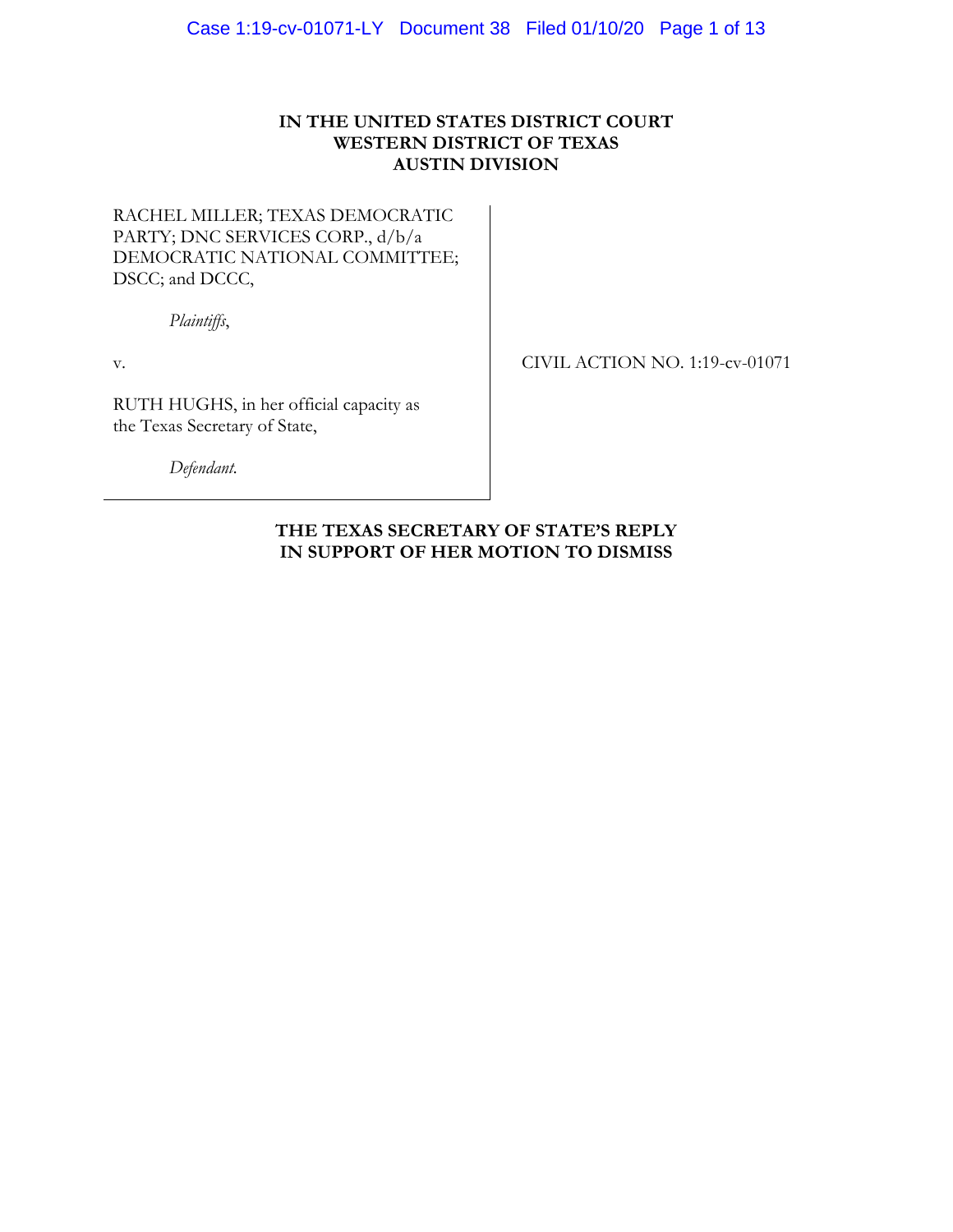**IN THE UNITED STATES DISTRICT COURT**
**WESTERN DISTRICT OF TEXAS**
**AUSTIN DIVISION**

RACHEL MILLER; TEXAS DEMOCRATIC PARTY; DNC SERVICES CORP., d/b/a DEMOCRATIC NATIONAL COMMITTEE; DSCC; and DCCC,

*Plaintiffs*,

v.

RUTH HUGHS, in her official capacity as the Texas Secretary of State,

*Defendant.*

CIVIL ACTION NO. 1:19-cv-01071

# THE TEXAS SECRETARY OF STATE'S REPLY IN SUPPORT OF HER MOTION TO DISMISS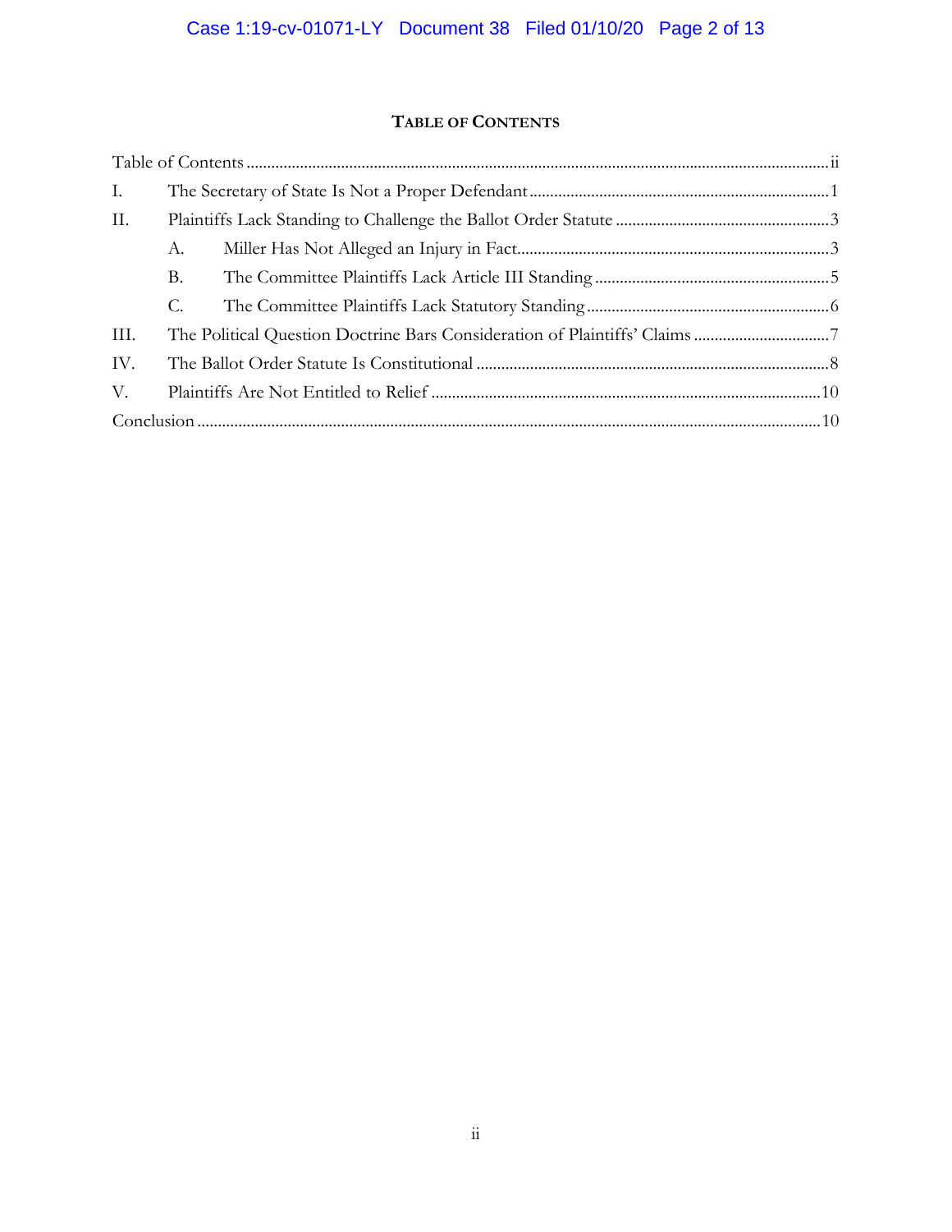## TABLE OF CONTENTS

| | | |
|---|---|---|
| Table of Contents | | ii |
| I. | The Secretary of State Is Not a Proper Defendant | 1 |
| II. | Plaintiffs Lack Standing to Challenge the Ballot Order Statute | 3 |
| | A. Miller Has Not Alleged an Injury in Fact | 3 |
| | B. The Committee Plaintiffs Lack Article III Standing | 5 |
| | C. The Committee Plaintiffs Lack Statutory Standing | 6 |
| III. | The Political Question Doctrine Bars Consideration of Plaintiffs' Claims | 7 |
| IV. | The Ballot Order Statute Is Constitutional | 8 |
| V. | Plaintiffs Are Not Entitled to Relief | 10 |
| Conclusion | | 10 |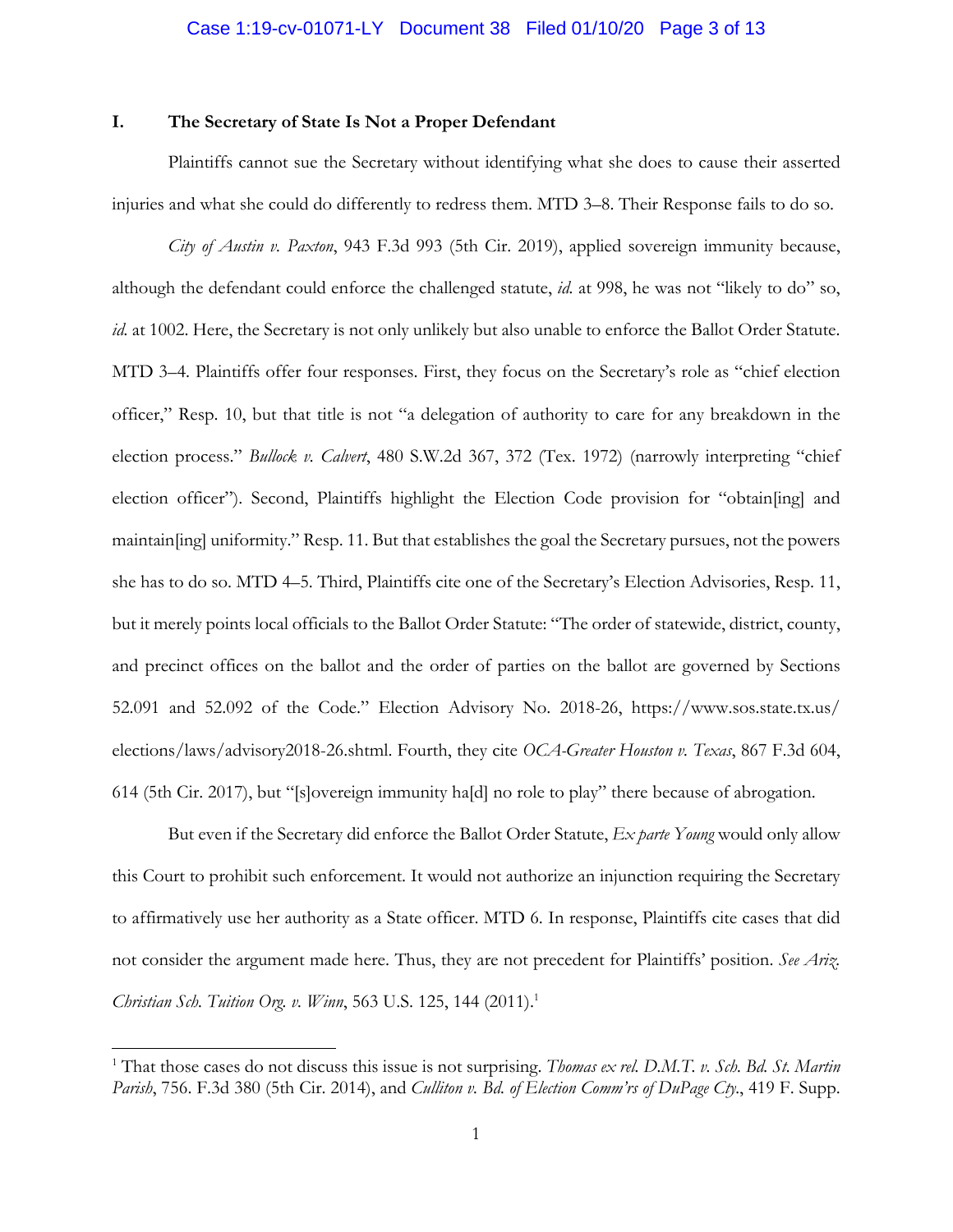## I. The Secretary of State Is Not a Proper Defendant

Plaintiffs cannot sue the Secretary without identifying what she does to cause their asserted injuries and what she could do differently to redress them. MTD 3–8. Their Response fails to do so.

*City of Austin v. Paxton*, 943 F.3d 993 (5th Cir. 2019), applied sovereign immunity because, although the defendant could enforce the challenged statute, *id.* at 998, he was not "likely to do" so, *id.* at 1002. Here, the Secretary is not only unlikely but also unable to enforce the Ballot Order Statute. MTD 3–4. Plaintiffs offer four responses. First, they focus on the Secretary's role as "chief election officer," Resp. 10, but that title is not "a delegation of authority to care for any breakdown in the election process." *Bullock v. Calvert*, 480 S.W.2d 367, 372 (Tex. 1972) (narrowly interpreting "chief election officer"). Second, Plaintiffs highlight the Election Code provision for "obtain[ing] and maintain[ing] uniformity." Resp. 11. But that establishes the goal the Secretary pursues, not the powers she has to do so. MTD 4–5. Third, Plaintiffs cite one of the Secretary's Election Advisories, Resp. 11, but it merely points local officials to the Ballot Order Statute: "The order of statewide, district, county, and precinct offices on the ballot and the order of parties on the ballot are governed by Sections 52.091 and 52.092 of the Code." Election Advisory No. 2018-26, https://www.sos.state.tx.us/elections/laws/advisory2018-26.shtml. Fourth, they cite *OCA-Greater Houston v. Texas*, 867 F.3d 604, 614 (5th Cir. 2017), but "[s]overeign immunity ha[d] no role to play" there because of abrogation.

But even if the Secretary did enforce the Ballot Order Statute, *Ex parte Young* would only allow this Court to prohibit such enforcement. It would not authorize an injunction requiring the Secretary to affirmatively use her authority as a State officer. MTD 6. In response, Plaintiffs cite cases that did not consider the argument made here. Thus, they are not precedent for Plaintiffs' position. *See Ariz. Christian Sch. Tuition Org. v. Winn*, 563 U.S. 125, 144 (2011).[1]

---

[1] That those cases do not discuss this issue is not surprising. *Thomas ex rel. D.M.T. v. Sch. Bd. St. Martin Parish*, 756. F.3d 380 (5th Cir. 2014), and *Culliton v. Bd. of Election Comm'rs of DuPage Cty.*, 419 F. Supp.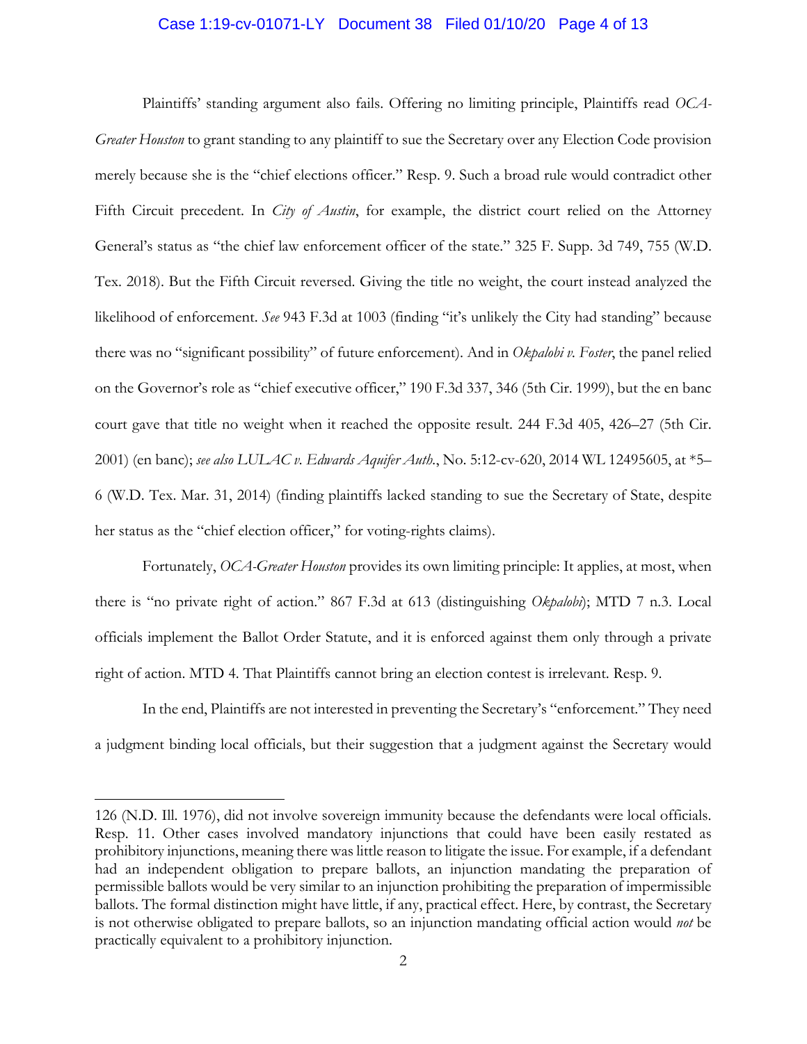Plaintiffs' standing argument also fails. Offering no limiting principle, Plaintiffs read *OCA-Greater Houston* to grant standing to any plaintiff to sue the Secretary over any Election Code provision merely because she is the "chief elections officer." Resp. 9. Such a broad rule would contradict other Fifth Circuit precedent. In *City of Austin*, for example, the district court relied on the Attorney General's status as "the chief law enforcement officer of the state." 325 F. Supp. 3d 749, 755 (W.D. Tex. 2018). But the Fifth Circuit reversed. Giving the title no weight, the court instead analyzed the likelihood of enforcement. *See* 943 F.3d at 1003 (finding "it's unlikely the City had standing" because there was no "significant possibility" of future enforcement). And in *Okpalobi v. Foster*, the panel relied on the Governor's role as "chief executive officer," 190 F.3d 337, 346 (5th Cir. 1999), but the en banc court gave that title no weight when it reached the opposite result. 244 F.3d 405, 426–27 (5th Cir. 2001) (en banc); *see also LULAC v. Edwards Aquifer Auth.*, No. 5:12-cv-620, 2014 WL 12495605, at *5–6 (W.D. Tex. Mar. 31, 2014) (finding plaintiffs lacked standing to sue the Secretary of State, despite her status as the "chief election officer," for voting-rights claims).

Fortunately, *OCA-Greater Houston* provides its own limiting principle: It applies, at most, when there is "no private right of action." 867 F.3d at 613 (distinguishing *Okpalobi*); MTD 7 n.3. Local officials implement the Ballot Order Statute, and it is enforced against them only through a private right of action. MTD 4. That Plaintiffs cannot bring an election contest is irrelevant. Resp. 9.

In the end, Plaintiffs are not interested in preventing the Secretary's "enforcement." They need a judgment binding local officials, but their suggestion that a judgment against the Secretary would

---

126 (N.D. Ill. 1976), did not involve sovereign immunity because the defendants were local officials. Resp. 11. Other cases involved mandatory injunctions that could have been easily restated as prohibitory injunctions, meaning there was little reason to litigate the issue. For example, if a defendant had an independent obligation to prepare ballots, an injunction mandating the preparation of permissible ballots would be very similar to an injunction prohibiting the preparation of impermissible ballots. The formal distinction might have little, if any, practical effect. Here, by contrast, the Secretary is not otherwise obligated to prepare ballots, so an injunction mandating official action would *not* be practically equivalent to a prohibitory injunction.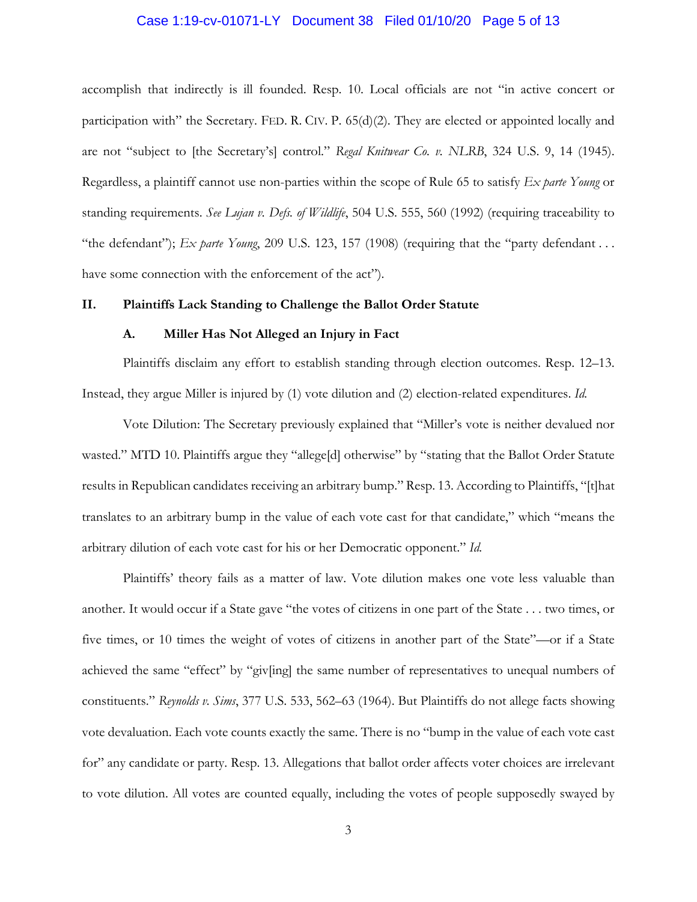accomplish that indirectly is ill founded. Resp. 10. Local officials are not "in active concert or participation with" the Secretary. FED. R. CIV. P. 65(d)(2). They are elected or appointed locally and are not "subject to [the Secretary's] control." *Regal Knitwear Co. v. NLRB*, 324 U.S. 9, 14 (1945). Regardless, a plaintiff cannot use non-parties within the scope of Rule 65 to satisfy *Ex parte Young* or standing requirements. *See Lujan v. Defs. of Wildlife*, 504 U.S. 555, 560 (1992) (requiring traceability to "the defendant"); *Ex parte Young*, 209 U.S. 123, 157 (1908) (requiring that the "party defendant . . . have some connection with the enforcement of the act").

## II. Plaintiffs Lack Standing to Challenge the Ballot Order Statute

### A. Miller Has Not Alleged an Injury in Fact

Plaintiffs disclaim any effort to establish standing through election outcomes. Resp. 12–13. Instead, they argue Miller is injured by (1) vote dilution and (2) election-related expenditures. *Id.*

Vote Dilution: The Secretary previously explained that "Miller's vote is neither devalued nor wasted." MTD 10. Plaintiffs argue they "allege[d] otherwise" by "stating that the Ballot Order Statute results in Republican candidates receiving an arbitrary bump." Resp. 13. According to Plaintiffs, "[t]hat translates to an arbitrary bump in the value of each vote cast for that candidate," which "means the arbitrary dilution of each vote cast for his or her Democratic opponent." *Id.*

Plaintiffs' theory fails as a matter of law. Vote dilution makes one vote less valuable than another. It would occur if a State gave "the votes of citizens in one part of the State . . . two times, or five times, or 10 times the weight of votes of citizens in another part of the State"—or if a State achieved the same "effect" by "giv[ing] the same number of representatives to unequal numbers of constituents." *Reynolds v. Sims*, 377 U.S. 533, 562–63 (1964). But Plaintiffs do not allege facts showing vote devaluation. Each vote counts exactly the same. There is no "bump in the value of each vote cast for" any candidate or party. Resp. 13. Allegations that ballot order affects voter choices are irrelevant to vote dilution. All votes are counted equally, including the votes of people supposedly swayed by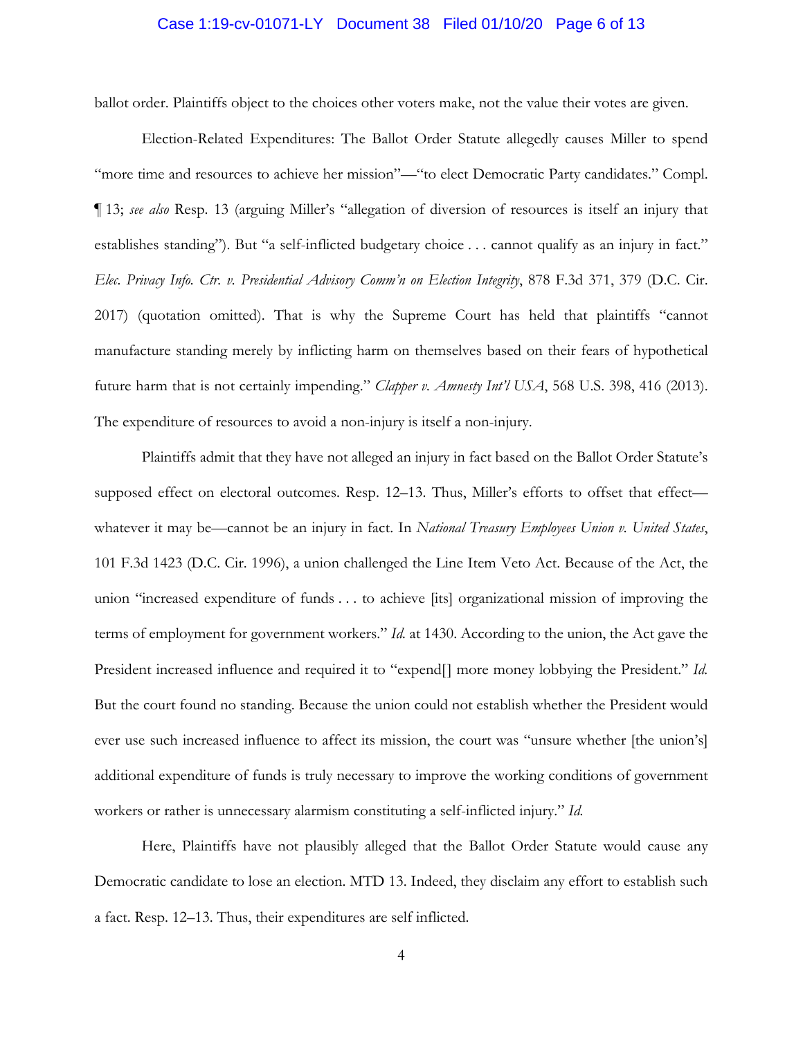ballot order. Plaintiffs object to the choices other voters make, not the value their votes are given.

Election-Related Expenditures: The Ballot Order Statute allegedly causes Miller to spend "more time and resources to achieve her mission"—"to elect Democratic Party candidates." Compl. ¶ 13; *see also* Resp. 13 (arguing Miller's "allegation of diversion of resources is itself an injury that establishes standing"). But "a self-inflicted budgetary choice . . . cannot qualify as an injury in fact." *Elec. Privacy Info. Ctr. v. Presidential Advisory Comm'n on Election Integrity*, 878 F.3d 371, 379 (D.C. Cir. 2017) (quotation omitted). That is why the Supreme Court has held that plaintiffs "cannot manufacture standing merely by inflicting harm on themselves based on their fears of hypothetical future harm that is not certainly impending." *Clapper v. Amnesty Int'l USA*, 568 U.S. 398, 416 (2013). The expenditure of resources to avoid a non-injury is itself a non-injury.

Plaintiffs admit that they have not alleged an injury in fact based on the Ballot Order Statute's supposed effect on electoral outcomes. Resp. 12–13. Thus, Miller's efforts to offset that effect—whatever it may be—cannot be an injury in fact. In *National Treasury Employees Union v. United States*, 101 F.3d 1423 (D.C. Cir. 1996), a union challenged the Line Item Veto Act. Because of the Act, the union "increased expenditure of funds . . . to achieve [its] organizational mission of improving the terms of employment for government workers." *Id.* at 1430. According to the union, the Act gave the President increased influence and required it to "expend[] more money lobbying the President." *Id.* But the court found no standing. Because the union could not establish whether the President would ever use such increased influence to affect its mission, the court was "unsure whether [the union's] additional expenditure of funds is truly necessary to improve the working conditions of government workers or rather is unnecessary alarmism constituting a self-inflicted injury." *Id.*

Here, Plaintiffs have not plausibly alleged that the Ballot Order Statute would cause any Democratic candidate to lose an election. MTD 13. Indeed, they disclaim any effort to establish such a fact. Resp. 12–13. Thus, their expenditures are self inflicted.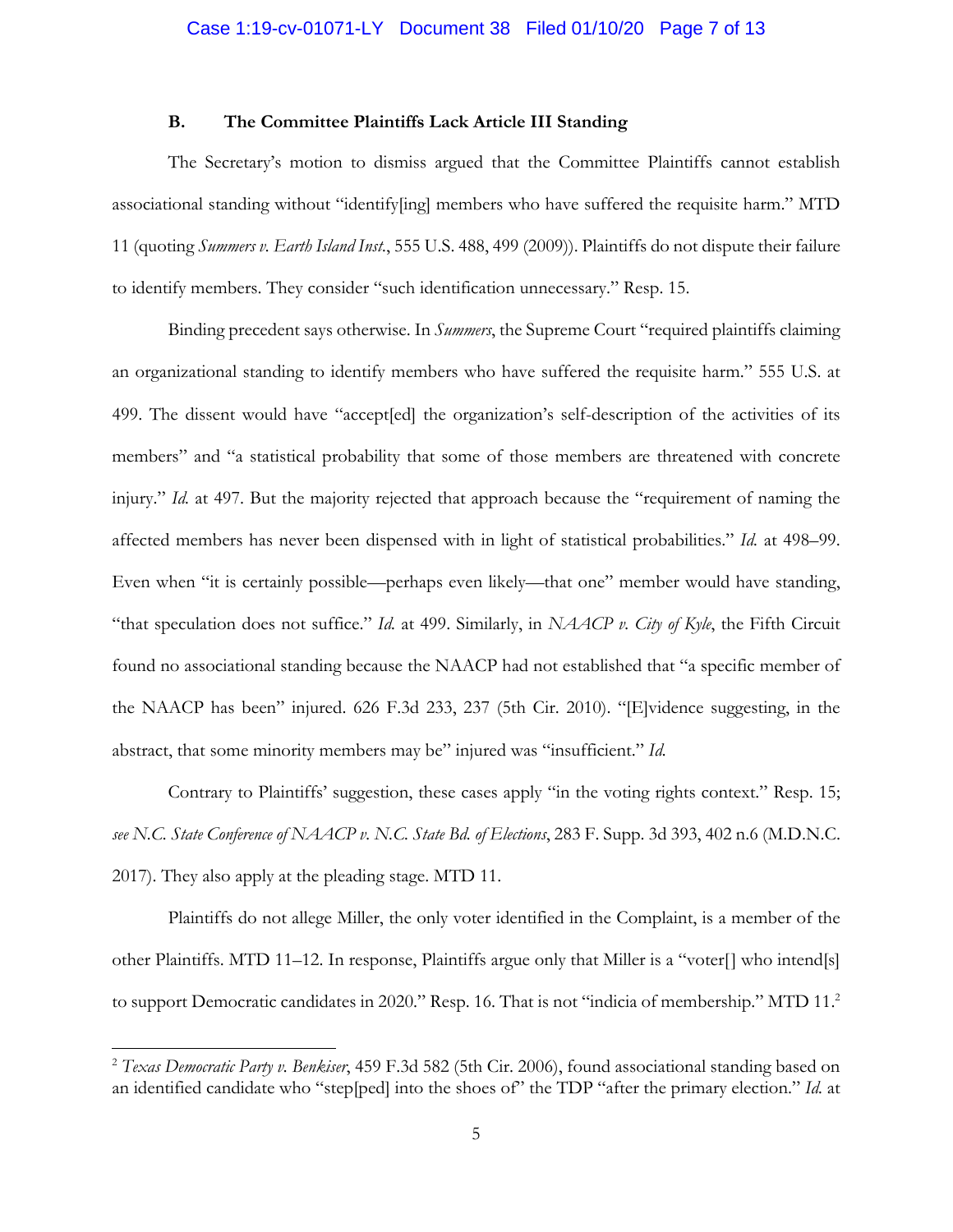### B. The Committee Plaintiffs Lack Article III Standing

The Secretary's motion to dismiss argued that the Committee Plaintiffs cannot establish associational standing without "identify[ing] members who have suffered the requisite harm." MTD 11 (quoting *Summers v. Earth Island Inst.*, 555 U.S. 488, 499 (2009)). Plaintiffs do not dispute their failure to identify members. They consider "such identification unnecessary." Resp. 15.

Binding precedent says otherwise. In *Summers*, the Supreme Court "required plaintiffs claiming an organizational standing to identify members who have suffered the requisite harm." 555 U.S. at 499. The dissent would have "accept[ed] the organization's self-description of the activities of its members" and "a statistical probability that some of those members are threatened with concrete injury." *Id.* at 497. But the majority rejected that approach because the "requirement of naming the affected members has never been dispensed with in light of statistical probabilities." *Id.* at 498–99. Even when "it is certainly possible—perhaps even likely—that one" member would have standing, "that speculation does not suffice." *Id.* at 499. Similarly, in *NAACP v. City of Kyle*, the Fifth Circuit found no associational standing because the NAACP had not established that "a specific member of the NAACP has been" injured. 626 F.3d 233, 237 (5th Cir. 2010). "[E]vidence suggesting, in the abstract, that some minority members may be" injured was "insufficient." *Id.*

Contrary to Plaintiffs' suggestion, these cases apply "in the voting rights context." Resp. 15; *see N.C. State Conference of NAACP v. N.C. State Bd. of Elections*, 283 F. Supp. 3d 393, 402 n.6 (M.D.N.C. 2017). They also apply at the pleading stage. MTD 11.

Plaintiffs do not allege Miller, the only voter identified in the Complaint, is a member of the other Plaintiffs. MTD 11–12. In response, Plaintiffs argue only that Miller is a "voter[] who intend[s] to support Democratic candidates in 2020." Resp. 16. That is not "indicia of membership." MTD 11.[2]

[2] *Texas Democratic Party v. Benkiser*, 459 F.3d 582 (5th Cir. 2006), found associational standing based on an identified candidate who "step[ped] into the shoes of" the TDP "after the primary election." *Id.* at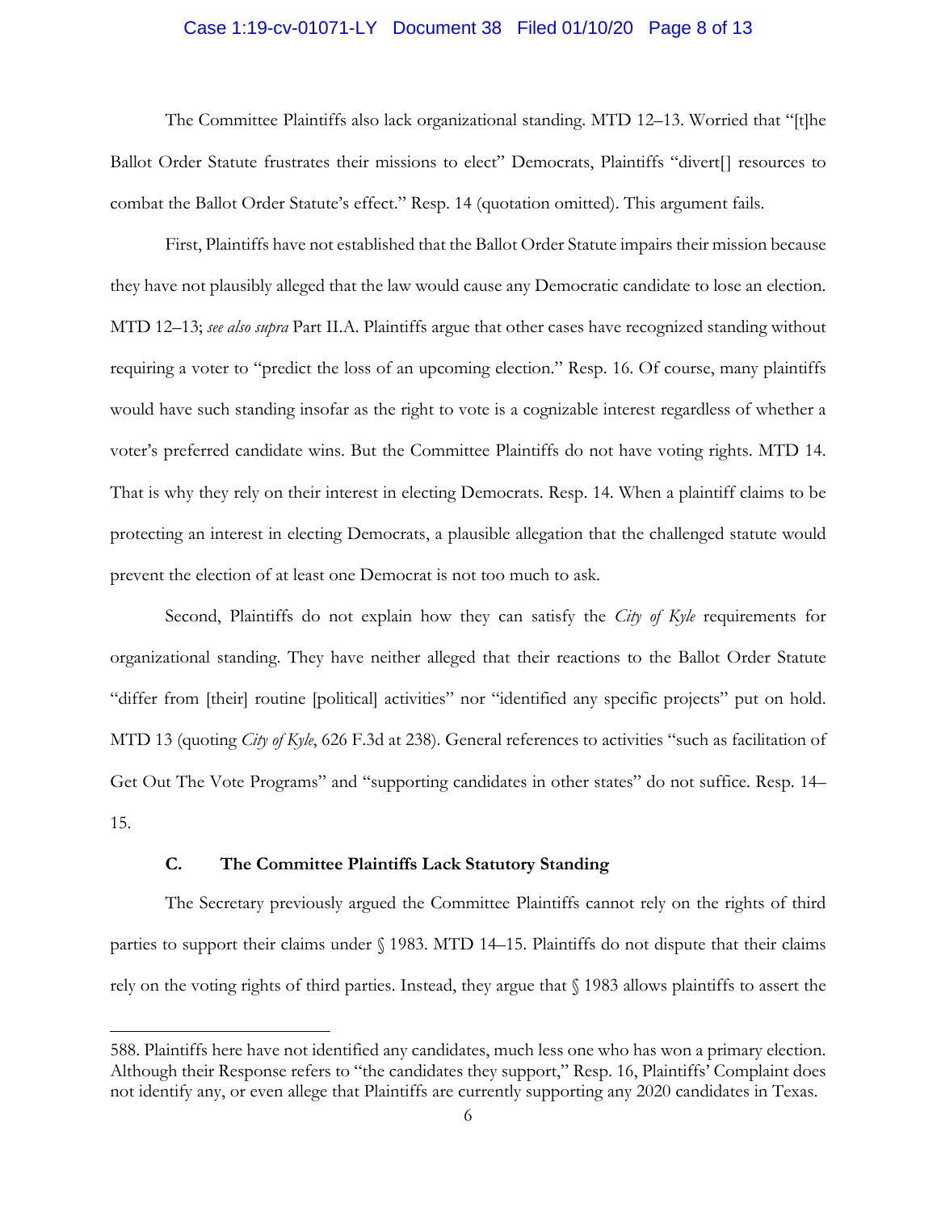The Committee Plaintiffs also lack organizational standing. MTD 12–13. Worried that "[t]he Ballot Order Statute frustrates their missions to elect" Democrats, Plaintiffs "divert[] resources to combat the Ballot Order Statute's effect." Resp. 14 (quotation omitted). This argument fails.

First, Plaintiffs have not established that the Ballot Order Statute impairs their mission because they have not plausibly alleged that the law would cause any Democratic candidate to lose an election. MTD 12–13; *see also supra* Part II.A. Plaintiffs argue that other cases have recognized standing without requiring a voter to "predict the loss of an upcoming election." Resp. 16. Of course, many plaintiffs would have such standing insofar as the right to vote is a cognizable interest regardless of whether a voter's preferred candidate wins. But the Committee Plaintiffs do not have voting rights. MTD 14. That is why they rely on their interest in electing Democrats. Resp. 14. When a plaintiff claims to be protecting an interest in electing Democrats, a plausible allegation that the challenged statute would prevent the election of at least one Democrat is not too much to ask.

Second, Plaintiffs do not explain how they can satisfy the *City of Kyle* requirements for organizational standing. They have neither alleged that their reactions to the Ballot Order Statute "differ from [their] routine [political] activities" nor "identified any specific projects" put on hold. MTD 13 (quoting *City of Kyle*, 626 F.3d at 238). General references to activities "such as facilitation of Get Out The Vote Programs" and "supporting candidates in other states" do not suffice. Resp. 14–15.

### C. The Committee Plaintiffs Lack Statutory Standing

The Secretary previously argued the Committee Plaintiffs cannot rely on the rights of third parties to support their claims under § 1983. MTD 14–15. Plaintiffs do not dispute that their claims rely on the voting rights of third parties. Instead, they argue that § 1983 allows plaintiffs to assert the

---

588. Plaintiffs here have not identified any candidates, much less one who has won a primary election. Although their Response refers to "the candidates they support," Resp. 16, Plaintiffs' Complaint does not identify any, or even allege that Plaintiffs are currently supporting any 2020 candidates in Texas.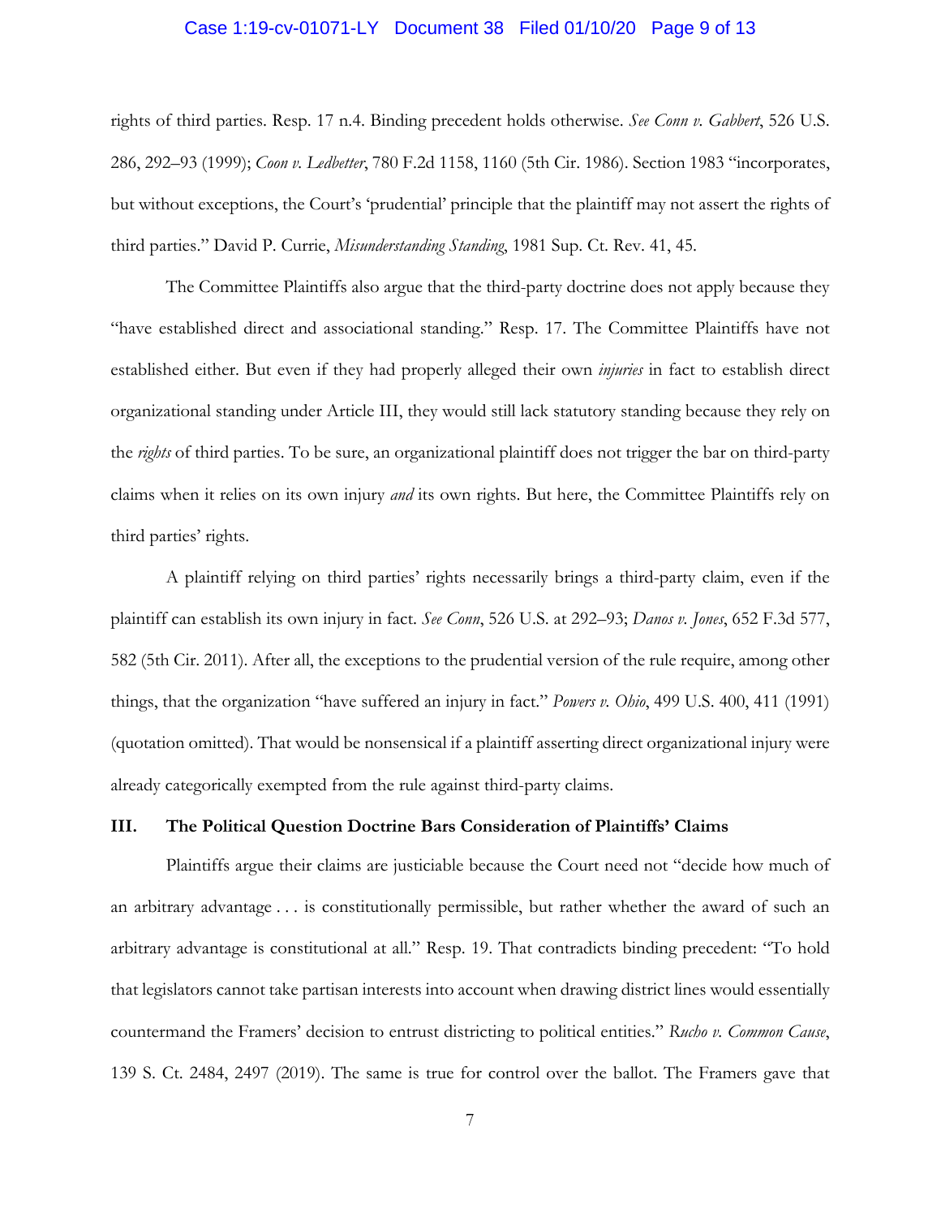rights of third parties. Resp. 17 n.4. Binding precedent holds otherwise. *See Conn v. Gabbert*, 526 U.S. 286, 292–93 (1999); *Coon v. Ledbetter*, 780 F.2d 1158, 1160 (5th Cir. 1986). Section 1983 "incorporates, but without exceptions, the Court's 'prudential' principle that the plaintiff may not assert the rights of third parties." David P. Currie, *Misunderstanding Standing*, 1981 Sup. Ct. Rev. 41, 45.

The Committee Plaintiffs also argue that the third-party doctrine does not apply because they "have established direct and associational standing." Resp. 17. The Committee Plaintiffs have not established either. But even if they had properly alleged their own *injuries* in fact to establish direct organizational standing under Article III, they would still lack statutory standing because they rely on the *rights* of third parties. To be sure, an organizational plaintiff does not trigger the bar on third-party claims when it relies on its own injury *and* its own rights. But here, the Committee Plaintiffs rely on third parties' rights.

A plaintiff relying on third parties' rights necessarily brings a third-party claim, even if the plaintiff can establish its own injury in fact. *See Conn*, 526 U.S. at 292–93; *Danos v. Jones*, 652 F.3d 577, 582 (5th Cir. 2011). After all, the exceptions to the prudential version of the rule require, among other things, that the organization "have suffered an injury in fact." *Powers v. Ohio*, 499 U.S. 400, 411 (1991) (quotation omitted). That would be nonsensical if a plaintiff asserting direct organizational injury were already categorically exempted from the rule against third-party claims.

### III. The Political Question Doctrine Bars Consideration of Plaintiffs' Claims

Plaintiffs argue their claims are justiciable because the Court need not "decide how much of an arbitrary advantage . . . is constitutionally permissible, but rather whether the award of such an arbitrary advantage is constitutional at all." Resp. 19. That contradicts binding precedent: "To hold that legislators cannot take partisan interests into account when drawing district lines would essentially countermand the Framers' decision to entrust districting to political entities." *Rucho v. Common Cause*, 139 S. Ct. 2484, 2497 (2019). The same is true for control over the ballot. The Framers gave that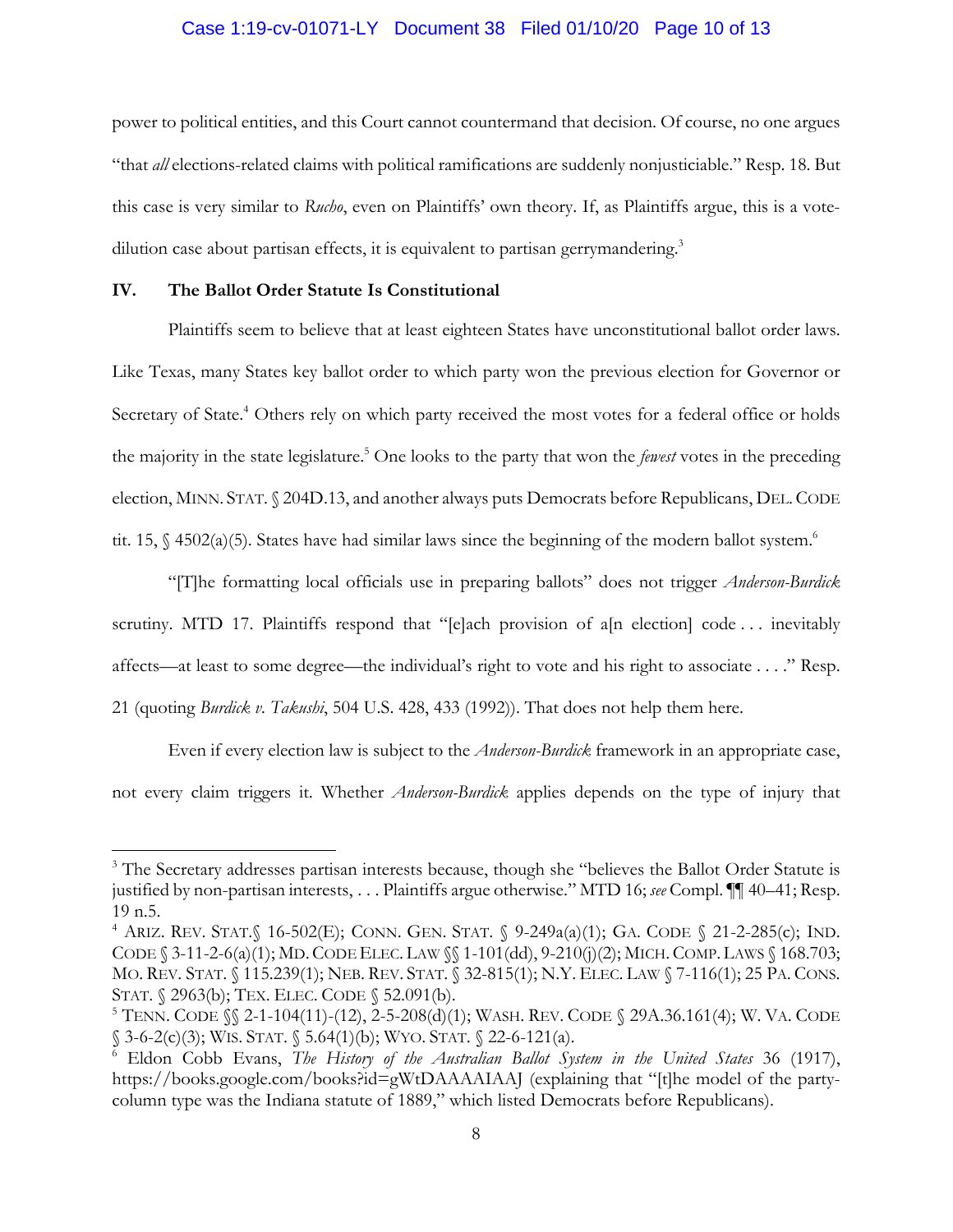power to political entities, and this Court cannot countermand that decision. Of course, no one argues "that *all* elections-related claims with political ramifications are suddenly nonjusticiable." Resp. 18. But this case is very similar to *Rucho*, even on Plaintiffs' own theory. If, as Plaintiffs argue, this is a vote-dilution case about partisan effects, it is equivalent to partisan gerrymandering.[3]

## IV. The Ballot Order Statute Is Constitutional

Plaintiffs seem to believe that at least eighteen States have unconstitutional ballot order laws. Like Texas, many States key ballot order to which party won the previous election for Governor or Secretary of State.[4] Others rely on which party received the most votes for a federal office or holds the majority in the state legislature.[5] One looks to the party that won the *fewest* votes in the preceding election, MINN. STAT. § 204D.13, and another always puts Democrats before Republicans, DEL. CODE tit. 15, § 4502(a)(5). States have had similar laws since the beginning of the modern ballot system.[6]

"[T]he formatting local officials use in preparing ballots" does not trigger *Anderson-Burdick* scrutiny. MTD 17. Plaintiffs respond that "[e]ach provision of a[n election] code . . . inevitably affects—at least to some degree—the individual's right to vote and his right to associate . . . ." Resp. 21 (quoting *Burdick v. Takushi*, 504 U.S. 428, 433 (1992)). That does not help them here.

Even if every election law is subject to the *Anderson-Burdick* framework in an appropriate case, not every claim triggers it. Whether *Anderson-Burdick* applies depends on the type of injury that

---

[3] The Secretary addresses partisan interests because, though she "believes the Ballot Order Statute is justified by non-partisan interests, . . . Plaintiffs argue otherwise." MTD 16; *see* Compl. ¶¶ 40–41; Resp. 19 n.5.

[4] ARIZ. REV. STAT.§ 16-502(E); CONN. GEN. STAT. § 9-249a(a)(1); GA. CODE § 21-2-285(c); IND. CODE § 3-11-2-6(a)(1); MD. CODE ELEC. LAW §§ 1-101(dd), 9-210(j)(2); MICH. COMP. LAWS § 168.703; MO. REV. STAT. § 115.239(1); NEB. REV. STAT. § 32-815(1); N.Y. ELEC. LAW § 7-116(1); 25 PA. CONS. STAT. § 2963(b); TEX. ELEC. CODE § 52.091(b).

[5] TENN. CODE §§ 2-1-104(11)-(12), 2-5-208(d)(1); WASH. REV. CODE § 29A.36.161(4); W. VA. CODE § 3-6-2(c)(3); WIS. STAT. § 5.64(1)(b); WYO. STAT. § 22-6-121(a).

[6] Eldon Cobb Evans, *The History of the Australian Ballot System in the United States* 36 (1917), https://books.google.com/books?id=gWtDAAAAIAAJ (explaining that "[t]he model of the party-column type was the Indiana statute of 1889," which listed Democrats before Republicans).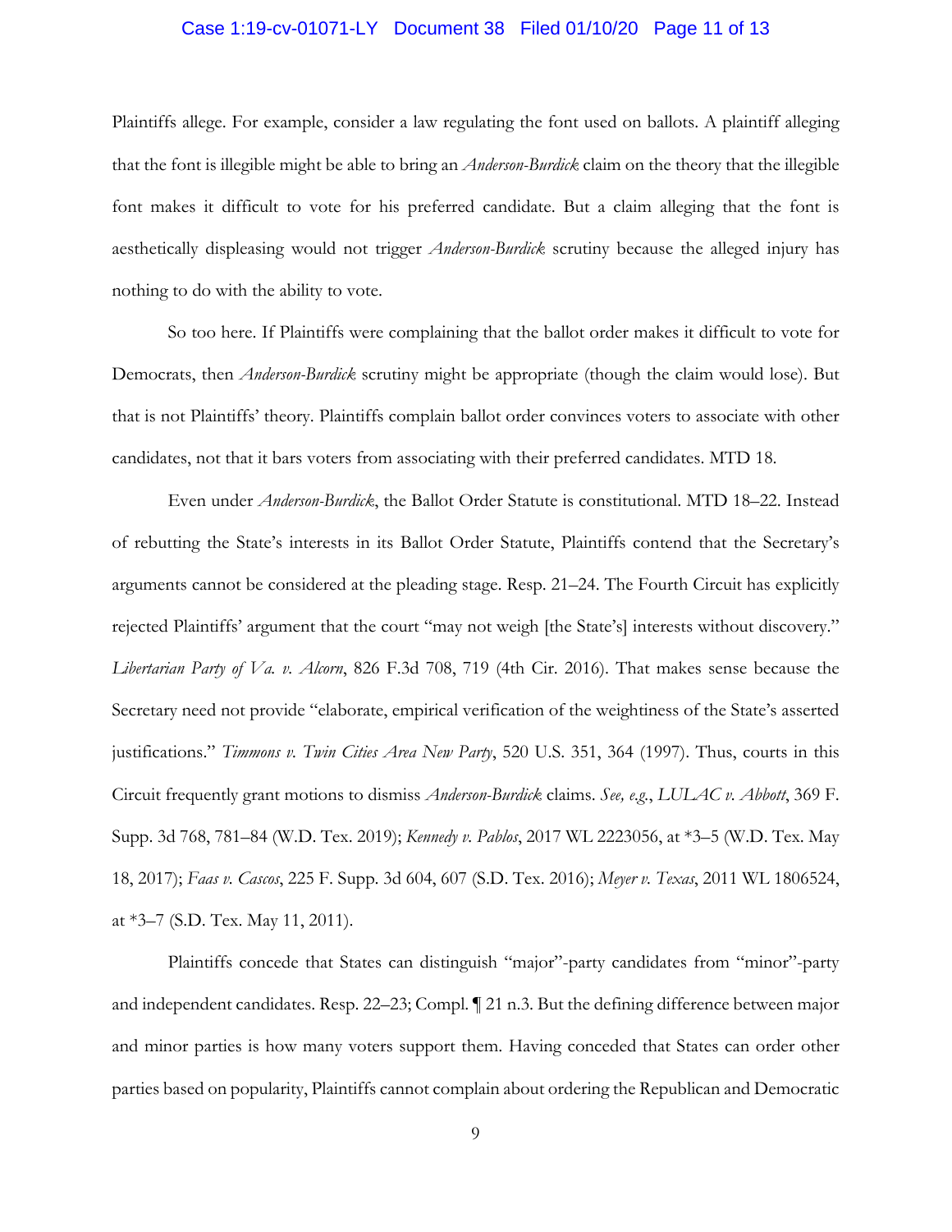Plaintiffs allege. For example, consider a law regulating the font used on ballots. A plaintiff alleging that the font is illegible might be able to bring an *Anderson-Burdick* claim on the theory that the illegible font makes it difficult to vote for his preferred candidate. But a claim alleging that the font is aesthetically displeasing would not trigger *Anderson-Burdick* scrutiny because the alleged injury has nothing to do with the ability to vote.

So too here. If Plaintiffs were complaining that the ballot order makes it difficult to vote for Democrats, then *Anderson-Burdick* scrutiny might be appropriate (though the claim would lose). But that is not Plaintiffs' theory. Plaintiffs complain ballot order convinces voters to associate with other candidates, not that it bars voters from associating with their preferred candidates. MTD 18.

Even under *Anderson-Burdick*, the Ballot Order Statute is constitutional. MTD 18–22. Instead of rebutting the State's interests in its Ballot Order Statute, Plaintiffs contend that the Secretary's arguments cannot be considered at the pleading stage. Resp. 21–24. The Fourth Circuit has explicitly rejected Plaintiffs' argument that the court "may not weigh [the State's] interests without discovery." *Libertarian Party of Va. v. Alcorn*, 826 F.3d 708, 719 (4th Cir. 2016). That makes sense because the Secretary need not provide "elaborate, empirical verification of the weightiness of the State's asserted justifications." *Timmons v. Twin Cities Area New Party*, 520 U.S. 351, 364 (1997). Thus, courts in this Circuit frequently grant motions to dismiss *Anderson-Burdick* claims. *See, e.g.*, *LULAC v. Abbott*, 369 F. Supp. 3d 768, 781–84 (W.D. Tex. 2019); *Kennedy v. Pablos*, 2017 WL 2223056, at *3–5 (W.D. Tex. May 18, 2017); *Faas v. Cascos*, 225 F. Supp. 3d 604, 607 (S.D. Tex. 2016); *Meyer v. Texas*, 2011 WL 1806524, at *3–7 (S.D. Tex. May 11, 2011).

Plaintiffs concede that States can distinguish "major"-party candidates from "minor"-party and independent candidates. Resp. 22–23; Compl. ¶ 21 n.3. But the defining difference between major and minor parties is how many voters support them. Having conceded that States can order other parties based on popularity, Plaintiffs cannot complain about ordering the Republican and Democratic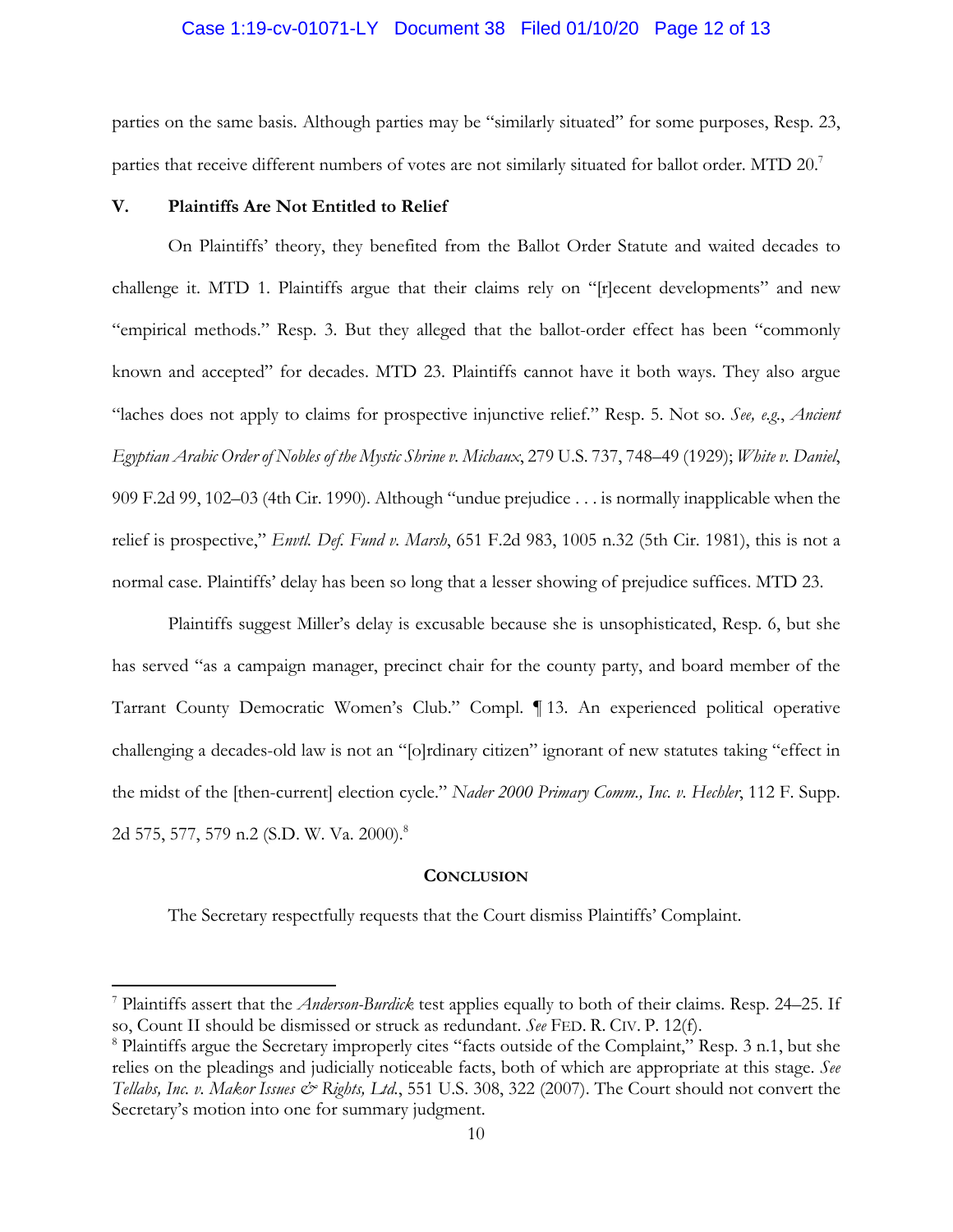parties on the same basis. Although parties may be "similarly situated" for some purposes, Resp. 23, parties that receive different numbers of votes are not similarly situated for ballot order. MTD 20.[7]

## V. Plaintiffs Are Not Entitled to Relief

On Plaintiffs' theory, they benefited from the Ballot Order Statute and waited decades to challenge it. MTD 1. Plaintiffs argue that their claims rely on "[r]ecent developments" and new "empirical methods." Resp. 3. But they alleged that the ballot-order effect has been "commonly known and accepted" for decades. MTD 23. Plaintiffs cannot have it both ways. They also argue "laches does not apply to claims for prospective injunctive relief." Resp. 5. Not so. *See, e.g.*, *Ancient Egyptian Arabic Order of Nobles of the Mystic Shrine v. Michaux*, 279 U.S. 737, 748–49 (1929); *White v. Daniel*, 909 F.2d 99, 102–03 (4th Cir. 1990). Although "undue prejudice . . . is normally inapplicable when the relief is prospective," *Envtl. Def. Fund v. Marsh*, 651 F.2d 983, 1005 n.32 (5th Cir. 1981), this is not a normal case. Plaintiffs' delay has been so long that a lesser showing of prejudice suffices. MTD 23.

Plaintiffs suggest Miller's delay is excusable because she is unsophisticated, Resp. 6, but she has served "as a campaign manager, precinct chair for the county party, and board member of the Tarrant County Democratic Women's Club." Compl. ¶ 13. An experienced political operative challenging a decades-old law is not an "[o]rdinary citizen" ignorant of new statutes taking "effect in the midst of the [then-current] election cycle." *Nader 2000 Primary Comm., Inc. v. Hechler*, 112 F. Supp. 2d 575, 577, 579 n.2 (S.D. W. Va. 2000).[8]

## CONCLUSION

The Secretary respectfully requests that the Court dismiss Plaintiffs' Complaint.

---

[7] Plaintiffs assert that the *Anderson-Burdick* test applies equally to both of their claims. Resp. 24–25. If so, Count II should be dismissed or struck as redundant. *See* FED. R. CIV. P. 12(f).

[8] Plaintiffs argue the Secretary improperly cites "facts outside of the Complaint," Resp. 3 n.1, but she relies on the pleadings and judicially noticeable facts, both of which are appropriate at this stage. *See Tellabs, Inc. v. Makor Issues & Rights, Ltd.*, 551 U.S. 308, 322 (2007). The Court should not convert the Secretary's motion into one for summary judgment.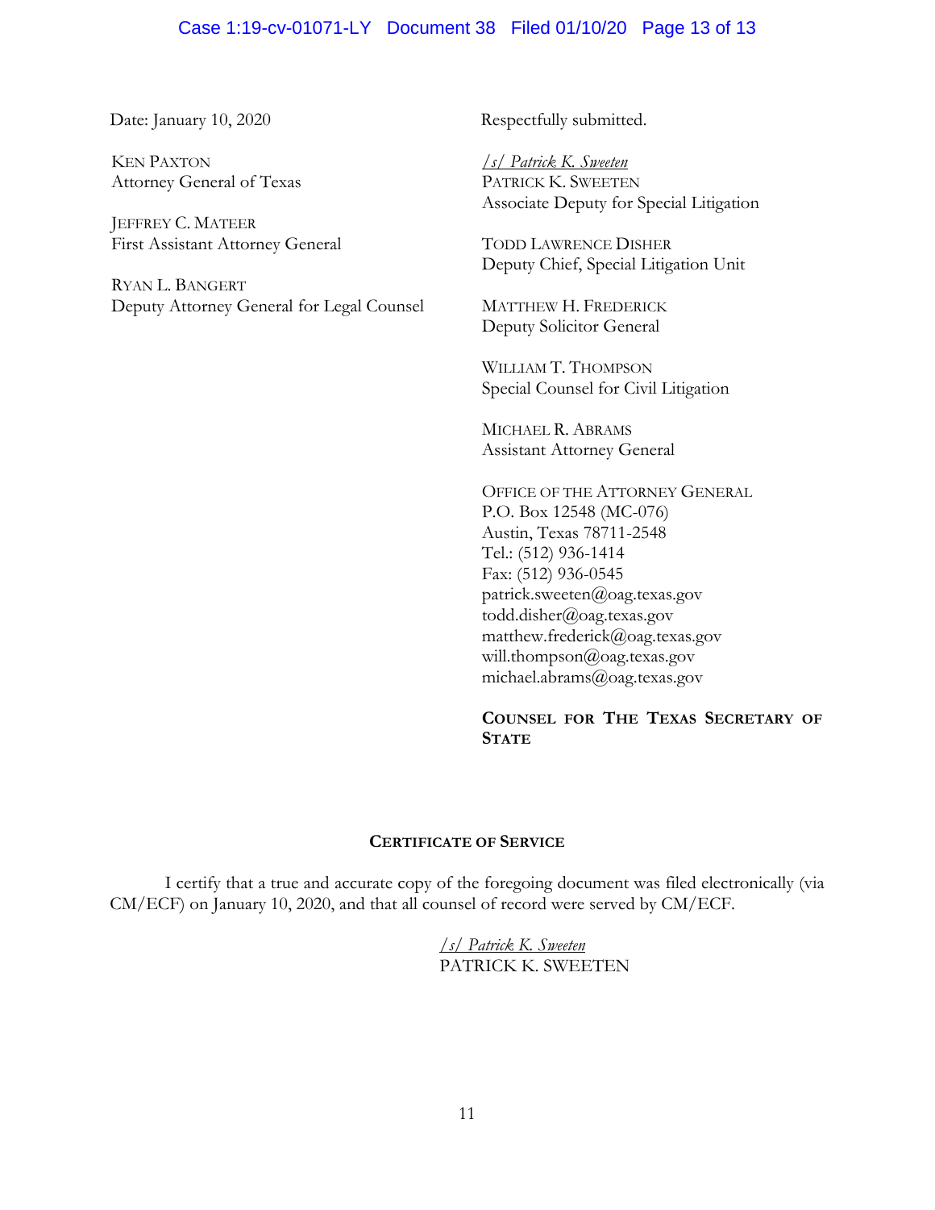Date: January 10, 2020

KEN PAXTON
Attorney General of Texas

JEFFREY C. MATEER
First Assistant Attorney General

RYAN L. BANGERT
Deputy Attorney General for Legal Counsel

Respectfully submitted.

*/s/ Patrick K. Sweeten*
PATRICK K. SWEETEN
Associate Deputy for Special Litigation

TODD LAWRENCE DISHER
Deputy Chief, Special Litigation Unit

MATTHEW H. FREDERICK
Deputy Solicitor General

WILLIAM T. THOMPSON
Special Counsel for Civil Litigation

MICHAEL R. ABRAMS
Assistant Attorney General

OFFICE OF THE ATTORNEY GENERAL
P.O. Box 12548 (MC-076)
Austin, Texas 78711-2548
Tel.: (512) 936-1414
Fax: (512) 936-0545
patrick.sweeten@oag.texas.gov
todd.disher@oag.texas.gov
matthew.frederick@oag.texas.gov
will.thompson@oag.texas.gov
michael.abrams@oag.texas.gov

**COUNSEL FOR THE TEXAS SECRETARY OF STATE**

## CERTIFICATE OF SERVICE

I certify that a true and accurate copy of the foregoing document was filed electronically (via CM/ECF) on January 10, 2020, and that all counsel of record were served by CM/ECF.

*/s/ Patrick K. Sweeten*
PATRICK K. SWEETEN